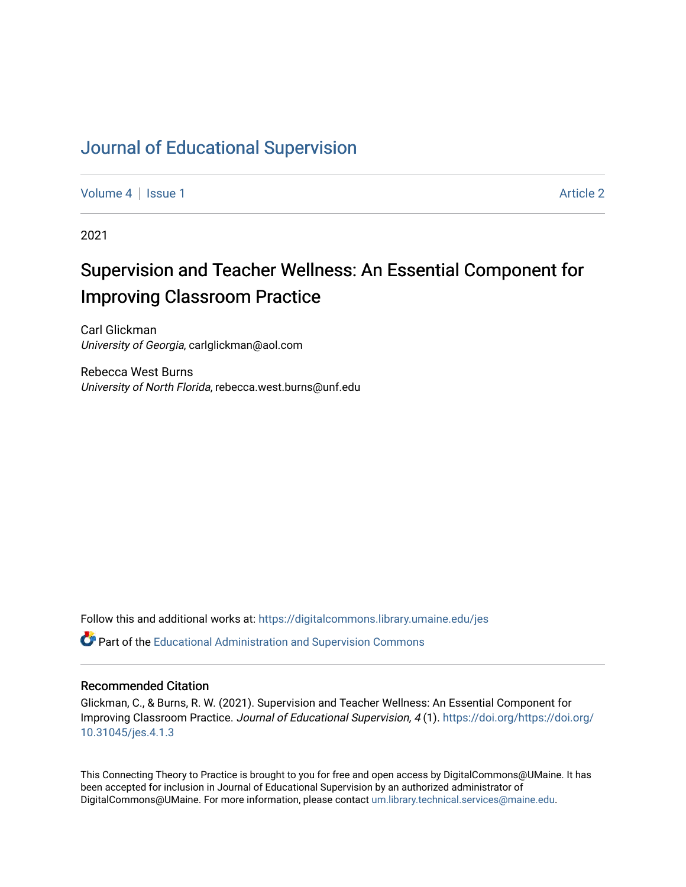# Journal of Educational Supervision

Volume 4 | Issue 1 Article 2

2021

## Supervision and Teacher Wellness: An Essential Component for Improving Classroom Practice

Carl Glickman
*University of Georgia*, carlglickman@aol.com

Rebecca West Burns
*University of North Florida*, rebecca.west.burns@unf.edu

Follow this and additional works at: https://digitalcommons.library.umaine.edu/jes

Part of the Educational Administration and Supervision Commons

### Recommended Citation

Glickman, C., & Burns, R. W. (2021). Supervision and Teacher Wellness: An Essential Component for Improving Classroom Practice. *Journal of Educational Supervision, 4* (1). https://doi.org/https://doi.org/10.31045/jes.4.1.3

This Connecting Theory to Practice is brought to you for free and open access by DigitalCommons@UMaine. It has been accepted for inclusion in Journal of Educational Supervision by an authorized administrator of DigitalCommons@UMaine. For more information, please contact um.library.technical.services@maine.edu.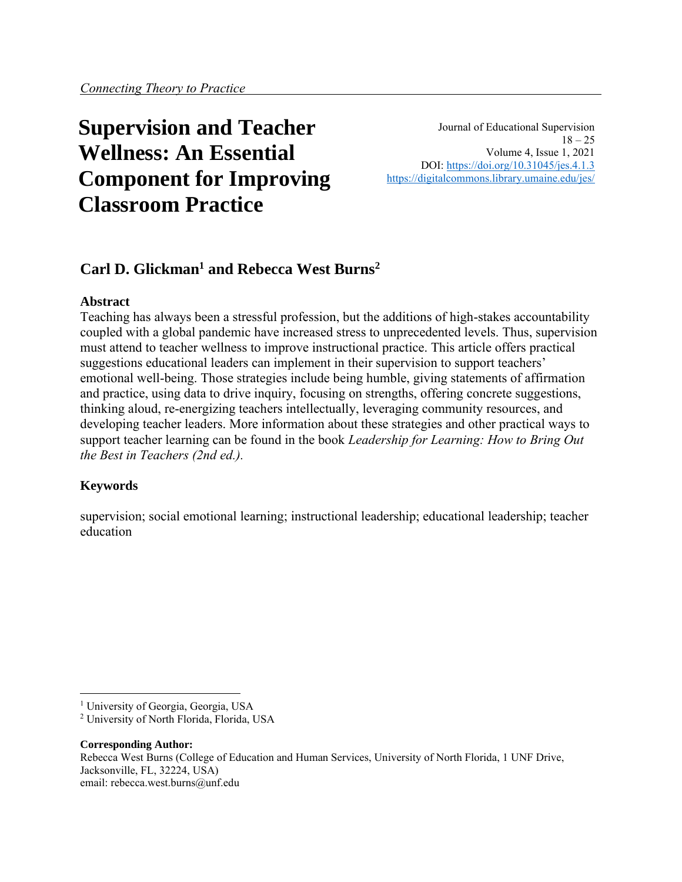*Connecting Theory to Practice*

# Supervision and Teacher Wellness: An Essential Component for Improving Classroom Practice

## Carl D. Glickman[1] and Rebecca West Burns[2]

### Abstract

Teaching has always been a stressful profession, but the additions of high-stakes accountability coupled with a global pandemic have increased stress to unprecedented levels. Thus, supervision must attend to teacher wellness to improve instructional practice. This article offers practical suggestions educational leaders can implement in their supervision to support teachers' emotional well-being. Those strategies include being humble, giving statements of affirmation and practice, using data to drive inquiry, focusing on strengths, offering concrete suggestions, thinking aloud, re-energizing teachers intellectually, leveraging community resources, and developing teacher leaders. More information about these strategies and other practical ways to support teacher learning can be found in the book *Leadership for Learning: How to Bring Out the Best in Teachers (2nd ed.).*

### Keywords

supervision; social emotional learning; instructional leadership; educational leadership; teacher education

---

[1] University of Georgia, Georgia, USA
[2] University of North Florida, Florida, USA

**Corresponding Author:**
Rebecca West Burns (College of Education and Human Services, University of North Florida, 1 UNF Drive, Jacksonville, FL, 32224, USA)
email: rebecca.west.burns@unf.edu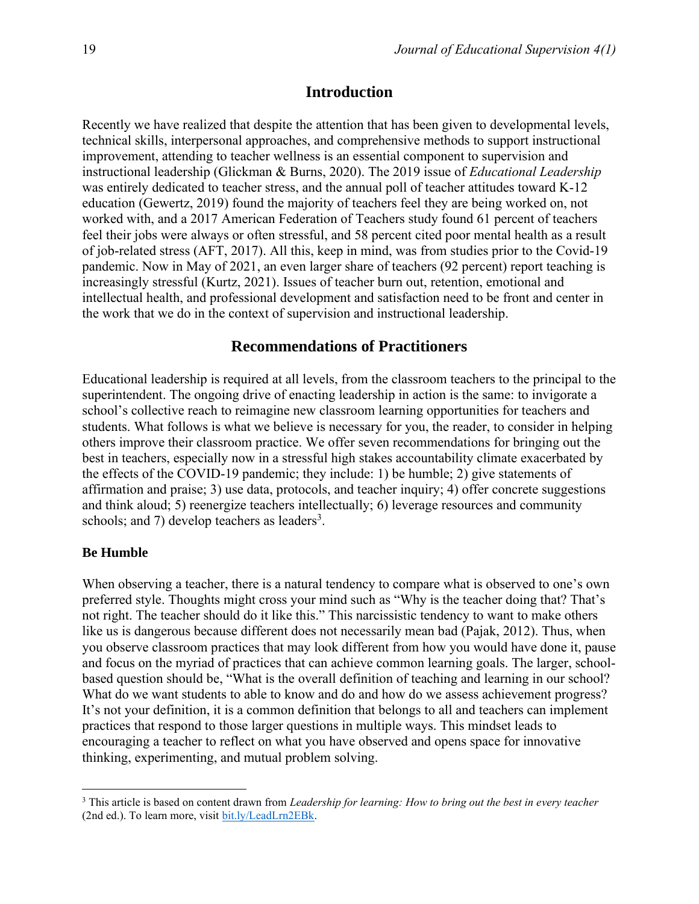## Introduction

Recently we have realized that despite the attention that has been given to developmental levels, technical skills, interpersonal approaches, and comprehensive methods to support instructional improvement, attending to teacher wellness is an essential component to supervision and instructional leadership (Glickman & Burns, 2020). The 2019 issue of *Educational Leadership* was entirely dedicated to teacher stress, and the annual poll of teacher attitudes toward K-12 education (Gewertz, 2019) found the majority of teachers feel they are being worked on, not worked with, and a 2017 American Federation of Teachers study found 61 percent of teachers feel their jobs were always or often stressful, and 58 percent cited poor mental health as a result of job-related stress (AFT, 2017). All this, keep in mind, was from studies prior to the Covid-19 pandemic. Now in May of 2021, an even larger share of teachers (92 percent) report teaching is increasingly stressful (Kurtz, 2021). Issues of teacher burn out, retention, emotional and intellectual health, and professional development and satisfaction need to be front and center in the work that we do in the context of supervision and instructional leadership.

## Recommendations of Practitioners

Educational leadership is required at all levels, from the classroom teachers to the principal to the superintendent. The ongoing drive of enacting leadership in action is the same: to invigorate a school's collective reach to reimagine new classroom learning opportunities for teachers and students. What follows is what we believe is necessary for you, the reader, to consider in helping others improve their classroom practice. We offer seven recommendations for bringing out the best in teachers, especially now in a stressful high stakes accountability climate exacerbated by the effects of the COVID-19 pandemic; they include: 1) be humble; 2) give statements of affirmation and praise; 3) use data, protocols, and teacher inquiry; 4) offer concrete suggestions and think aloud; 5) reenergize teachers intellectually; 6) leverage resources and community schools; and 7) develop teachers as leaders[3].

### Be Humble

When observing a teacher, there is a natural tendency to compare what is observed to one's own preferred style. Thoughts might cross your mind such as "Why is the teacher doing that? That's not right. The teacher should do it like this." This narcissistic tendency to want to make others like us is dangerous because different does not necessarily mean bad (Pajak, 2012). Thus, when you observe classroom practices that may look different from how you would have done it, pause and focus on the myriad of practices that can achieve common learning goals. The larger, school-based question should be, "What is the overall definition of teaching and learning in our school? What do we want students to able to know and do and how do we assess achievement progress? It's not your definition, it is a common definition that belongs to all and teachers can implement practices that respond to those larger questions in multiple ways. This mindset leads to encouraging a teacher to reflect on what you have observed and opens space for innovative thinking, experimenting, and mutual problem solving.

---

[3] This article is based on content drawn from *Leadership for learning: How to bring out the best in every teacher* (2nd ed.). To learn more, visit bit.ly/LeadLrn2EBk.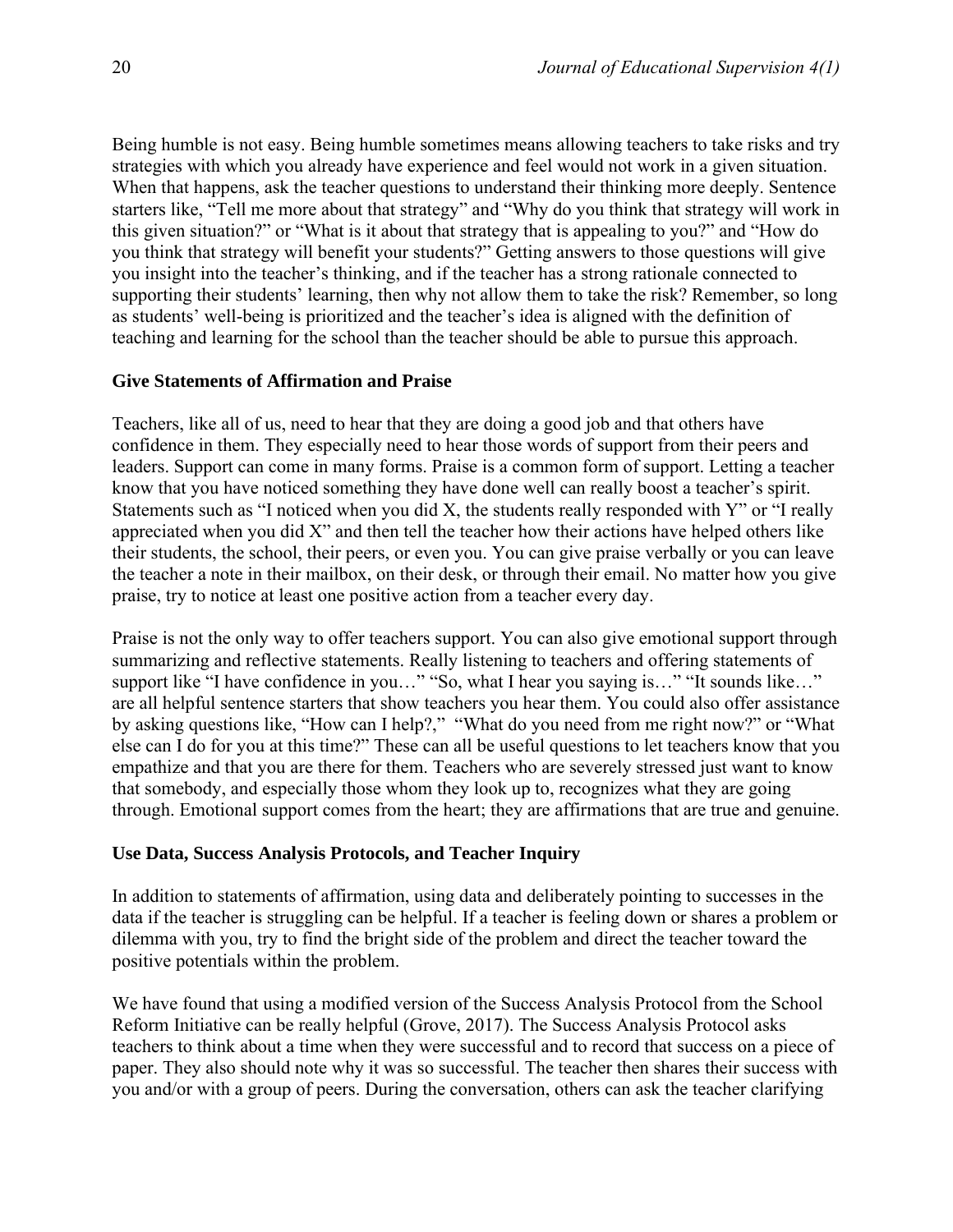Being humble is not easy. Being humble sometimes means allowing teachers to take risks and try strategies with which you already have experience and feel would not work in a given situation. When that happens, ask the teacher questions to understand their thinking more deeply. Sentence starters like, "Tell me more about that strategy" and "Why do you think that strategy will work in this given situation?" or "What is it about that strategy that is appealing to you?" and "How do you think that strategy will benefit your students?" Getting answers to those questions will give you insight into the teacher's thinking, and if the teacher has a strong rationale connected to supporting their students' learning, then why not allow them to take the risk? Remember, so long as students' well-being is prioritized and the teacher's idea is aligned with the definition of teaching and learning for the school than the teacher should be able to pursue this approach.

### Give Statements of Affirmation and Praise

Teachers, like all of us, need to hear that they are doing a good job and that others have confidence in them. They especially need to hear those words of support from their peers and leaders. Support can come in many forms. Praise is a common form of support. Letting a teacher know that you have noticed something they have done well can really boost a teacher's spirit. Statements such as "I noticed when you did X, the students really responded with Y" or "I really appreciated when you did X" and then tell the teacher how their actions have helped others like their students, the school, their peers, or even you. You can give praise verbally or you can leave the teacher a note in their mailbox, on their desk, or through their email. No matter how you give praise, try to notice at least one positive action from a teacher every day.

Praise is not the only way to offer teachers support. You can also give emotional support through summarizing and reflective statements. Really listening to teachers and offering statements of support like "I have confidence in you…" "So, what I hear you saying is…" "It sounds like…" are all helpful sentence starters that show teachers you hear them. You could also offer assistance by asking questions like, "How can I help?," "What do you need from me right now?" or "What else can I do for you at this time?" These can all be useful questions to let teachers know that you empathize and that you are there for them. Teachers who are severely stressed just want to know that somebody, and especially those whom they look up to, recognizes what they are going through. Emotional support comes from the heart; they are affirmations that are true and genuine.

### Use Data, Success Analysis Protocols, and Teacher Inquiry

In addition to statements of affirmation, using data and deliberately pointing to successes in the data if the teacher is struggling can be helpful. If a teacher is feeling down or shares a problem or dilemma with you, try to find the bright side of the problem and direct the teacher toward the positive potentials within the problem.

We have found that using a modified version of the Success Analysis Protocol from the School Reform Initiative can be really helpful (Grove, 2017). The Success Analysis Protocol asks teachers to think about a time when they were successful and to record that success on a piece of paper. They also should note why it was so successful. The teacher then shares their success with you and/or with a group of peers. During the conversation, others can ask the teacher clarifying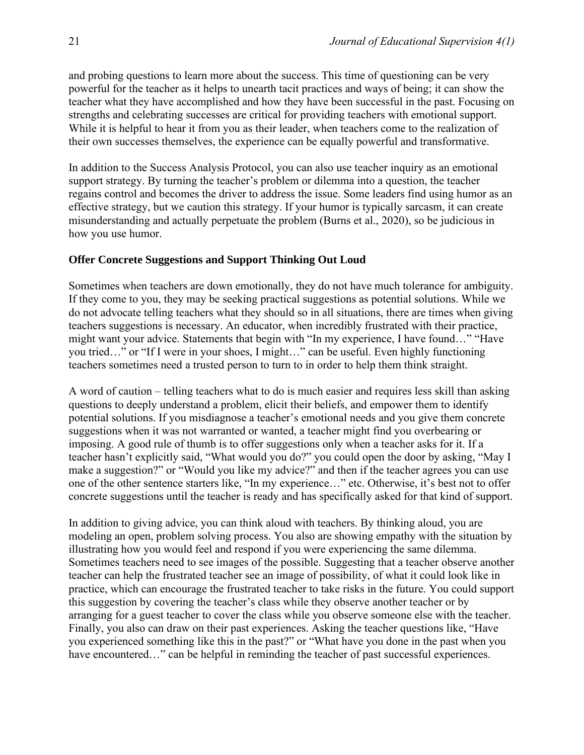and probing questions to learn more about the success. This time of questioning can be very powerful for the teacher as it helps to unearth tacit practices and ways of being; it can show the teacher what they have accomplished and how they have been successful in the past. Focusing on strengths and celebrating successes are critical for providing teachers with emotional support. While it is helpful to hear it from you as their leader, when teachers come to the realization of their own successes themselves, the experience can be equally powerful and transformative.

In addition to the Success Analysis Protocol, you can also use teacher inquiry as an emotional support strategy. By turning the teacher's problem or dilemma into a question, the teacher regains control and becomes the driver to address the issue. Some leaders find using humor as an effective strategy, but we caution this strategy. If your humor is typically sarcasm, it can create misunderstanding and actually perpetuate the problem (Burns et al., 2020), so be judicious in how you use humor.

### Offer Concrete Suggestions and Support Thinking Out Loud

Sometimes when teachers are down emotionally, they do not have much tolerance for ambiguity. If they come to you, they may be seeking practical suggestions as potential solutions. While we do not advocate telling teachers what they should so in all situations, there are times when giving teachers suggestions is necessary. An educator, when incredibly frustrated with their practice, might want your advice. Statements that begin with "In my experience, I have found…" "Have you tried…" or "If I were in your shoes, I might…" can be useful. Even highly functioning teachers sometimes need a trusted person to turn to in order to help them think straight.

A word of caution – telling teachers what to do is much easier and requires less skill than asking questions to deeply understand a problem, elicit their beliefs, and empower them to identify potential solutions. If you misdiagnose a teacher's emotional needs and you give them concrete suggestions when it was not warranted or wanted, a teacher might find you overbearing or imposing. A good rule of thumb is to offer suggestions only when a teacher asks for it. If a teacher hasn't explicitly said, "What would you do?" you could open the door by asking, "May I make a suggestion?" or "Would you like my advice?" and then if the teacher agrees you can use one of the other sentence starters like, "In my experience…" etc. Otherwise, it's best not to offer concrete suggestions until the teacher is ready and has specifically asked for that kind of support.

In addition to giving advice, you can think aloud with teachers. By thinking aloud, you are modeling an open, problem solving process. You also are showing empathy with the situation by illustrating how you would feel and respond if you were experiencing the same dilemma. Sometimes teachers need to see images of the possible. Suggesting that a teacher observe another teacher can help the frustrated teacher see an image of possibility, of what it could look like in practice, which can encourage the frustrated teacher to take risks in the future. You could support this suggestion by covering the teacher's class while they observe another teacher or by arranging for a guest teacher to cover the class while you observe someone else with the teacher. Finally, you also can draw on their past experiences. Asking the teacher questions like, "Have you experienced something like this in the past?" or "What have you done in the past when you have encountered…" can be helpful in reminding the teacher of past successful experiences.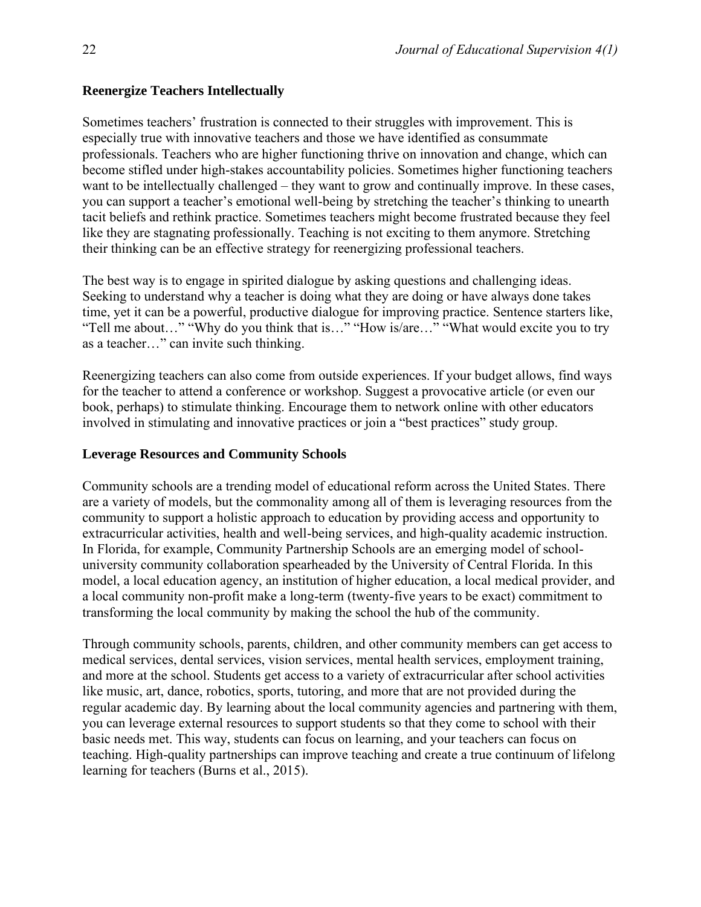### Reenergize Teachers Intellectually

Sometimes teachers' frustration is connected to their struggles with improvement. This is especially true with innovative teachers and those we have identified as consummate professionals. Teachers who are higher functioning thrive on innovation and change, which can become stifled under high-stakes accountability policies. Sometimes higher functioning teachers want to be intellectually challenged – they want to grow and continually improve. In these cases, you can support a teacher's emotional well-being by stretching the teacher's thinking to unearth tacit beliefs and rethink practice. Sometimes teachers might become frustrated because they feel like they are stagnating professionally. Teaching is not exciting to them anymore. Stretching their thinking can be an effective strategy for reenergizing professional teachers.

The best way is to engage in spirited dialogue by asking questions and challenging ideas. Seeking to understand why a teacher is doing what they are doing or have always done takes time, yet it can be a powerful, productive dialogue for improving practice. Sentence starters like, "Tell me about…" "Why do you think that is…" "How is/are…" "What would excite you to try as a teacher…" can invite such thinking.

Reenergizing teachers can also come from outside experiences. If your budget allows, find ways for the teacher to attend a conference or workshop. Suggest a provocative article (or even our book, perhaps) to stimulate thinking. Encourage them to network online with other educators involved in stimulating and innovative practices or join a "best practices" study group.

### Leverage Resources and Community Schools

Community schools are a trending model of educational reform across the United States. There are a variety of models, but the commonality among all of them is leveraging resources from the community to support a holistic approach to education by providing access and opportunity to extracurricular activities, health and well-being services, and high-quality academic instruction. In Florida, for example, Community Partnership Schools are an emerging model of school-university community collaboration spearheaded by the University of Central Florida. In this model, a local education agency, an institution of higher education, a local medical provider, and a local community non-profit make a long-term (twenty-five years to be exact) commitment to transforming the local community by making the school the hub of the community.

Through community schools, parents, children, and other community members can get access to medical services, dental services, vision services, mental health services, employment training, and more at the school. Students get access to a variety of extracurricular after school activities like music, art, dance, robotics, sports, tutoring, and more that are not provided during the regular academic day. By learning about the local community agencies and partnering with them, you can leverage external resources to support students so that they come to school with their basic needs met. This way, students can focus on learning, and your teachers can focus on teaching. High-quality partnerships can improve teaching and create a true continuum of lifelong learning for teachers (Burns et al., 2015).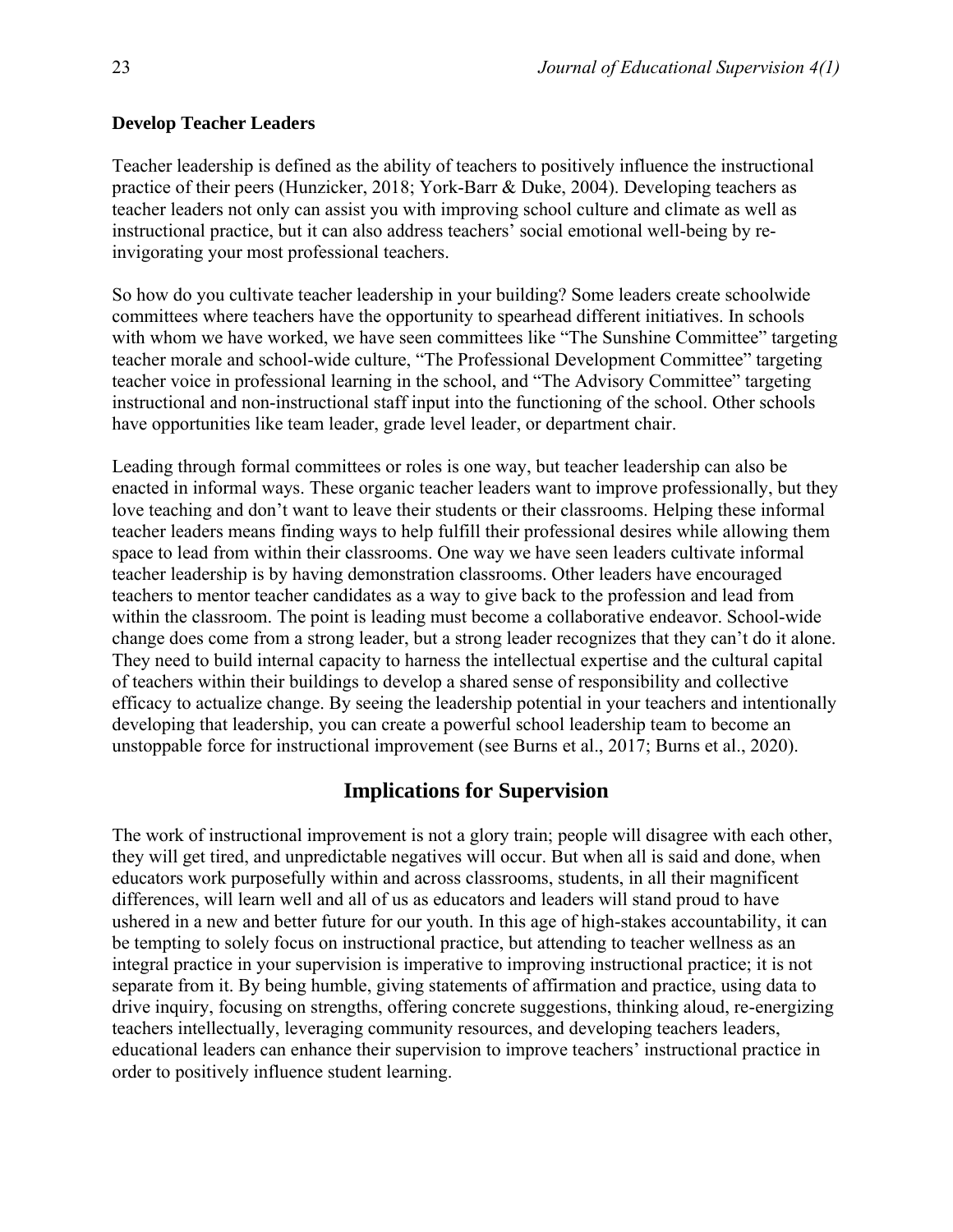### Develop Teacher Leaders

Teacher leadership is defined as the ability of teachers to positively influence the instructional practice of their peers (Hunzicker, 2018; York-Barr & Duke, 2004). Developing teachers as teacher leaders not only can assist you with improving school culture and climate as well as instructional practice, but it can also address teachers' social emotional well-being by re-invigorating your most professional teachers.

So how do you cultivate teacher leadership in your building? Some leaders create schoolwide committees where teachers have the opportunity to spearhead different initiatives. In schools with whom we have worked, we have seen committees like "The Sunshine Committee" targeting teacher morale and school-wide culture, "The Professional Development Committee" targeting teacher voice in professional learning in the school, and "The Advisory Committee" targeting instructional and non-instructional staff input into the functioning of the school. Other schools have opportunities like team leader, grade level leader, or department chair.

Leading through formal committees or roles is one way, but teacher leadership can also be enacted in informal ways. These organic teacher leaders want to improve professionally, but they love teaching and don't want to leave their students or their classrooms. Helping these informal teacher leaders means finding ways to help fulfill their professional desires while allowing them space to lead from within their classrooms. One way we have seen leaders cultivate informal teacher leadership is by having demonstration classrooms. Other leaders have encouraged teachers to mentor teacher candidates as a way to give back to the profession and lead from within the classroom. The point is leading must become a collaborative endeavor. School-wide change does come from a strong leader, but a strong leader recognizes that they can't do it alone. They need to build internal capacity to harness the intellectual expertise and the cultural capital of teachers within their buildings to develop a shared sense of responsibility and collective efficacy to actualize change. By seeing the leadership potential in your teachers and intentionally developing that leadership, you can create a powerful school leadership team to become an unstoppable force for instructional improvement (see Burns et al., 2017; Burns et al., 2020).

## Implications for Supervision

The work of instructional improvement is not a glory train; people will disagree with each other, they will get tired, and unpredictable negatives will occur. But when all is said and done, when educators work purposefully within and across classrooms, students, in all their magnificent differences, will learn well and all of us as educators and leaders will stand proud to have ushered in a new and better future for our youth. In this age of high-stakes accountability, it can be tempting to solely focus on instructional practice, but attending to teacher wellness as an integral practice in your supervision is imperative to improving instructional practice; it is not separate from it. By being humble, giving statements of affirmation and practice, using data to drive inquiry, focusing on strengths, offering concrete suggestions, thinking aloud, re-energizing teachers intellectually, leveraging community resources, and developing teachers leaders, educational leaders can enhance their supervision to improve teachers' instructional practice in order to positively influence student learning.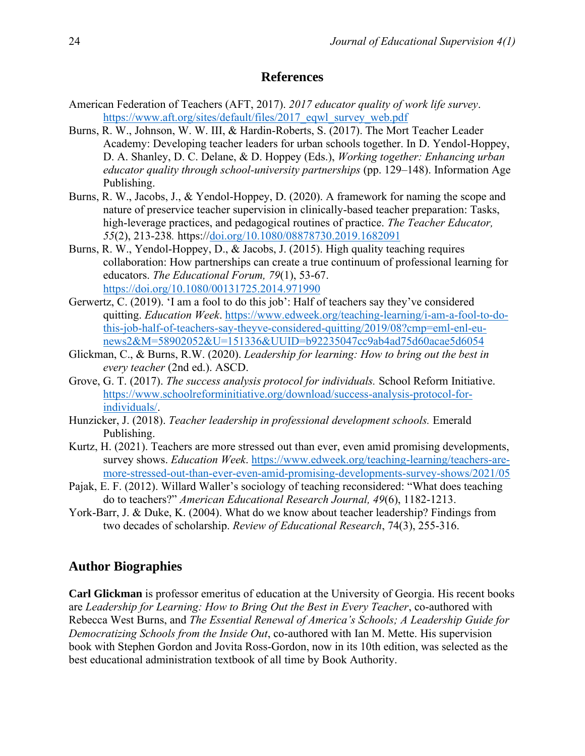## References

American Federation of Teachers (AFT, 2017). *2017 educator quality of work life survey*. https://www.aft.org/sites/default/files/2017_eqwl_survey_web.pdf

Burns, R. W., Johnson, W. W. III, & Hardin-Roberts, S. (2017). The Mort Teacher Leader Academy: Developing teacher leaders for urban schools together. In D. Yendol-Hoppey, D. A. Shanley, D. C. Delane, & D. Hoppey (Eds.), *Working together: Enhancing urban educator quality through school-university partnerships* (pp. 129–148). Information Age Publishing.

Burns, R. W., Jacobs, J., & Yendol-Hoppey, D. (2020). A framework for naming the scope and nature of preservice teacher supervision in clinically-based teacher preparation: Tasks, high-leverage practices, and pedagogical routines of practice. *The Teacher Educator, 55*(2), 213-238. https://doi.org/10.1080/08878730.2019.1682091

Burns, R. W., Yendol-Hoppey, D., & Jacobs, J. (2015). High quality teaching requires collaboration: How partnerships can create a true continuum of professional learning for educators. *The Educational Forum, 79*(1), 53-67. https://doi.org/10.1080/00131725.2014.971990

Gerwertz, C. (2019). 'I am a fool to do this job': Half of teachers say they've considered quitting. *Education Week*. https://www.edweek.org/teaching-learning/i-am-a-fool-to-do-this-job-half-of-teachers-say-theyve-considered-quitting/2019/08?cmp=eml-enl-eu-news2&M=58902052&U=151336&UUID=b92235047cc9ab4ad75d60acae5d6054

Glickman, C., & Burns, R.W. (2020). *Leadership for learning: How to bring out the best in every teacher* (2nd ed.). ASCD.

Grove, G. T. (2017). *The success analysis protocol for individuals.* School Reform Initiative. https://www.schoolreforminitiative.org/download/success-analysis-protocol-for-individuals/.

Hunzicker, J. (2018). *Teacher leadership in professional development schools.* Emerald Publishing.

Kurtz, H. (2021). Teachers are more stressed out than ever, even amid promising developments, survey shows. *Education Week*. https://www.edweek.org/teaching-learning/teachers-are-more-stressed-out-than-ever-even-amid-promising-developments-survey-shows/2021/05

Pajak, E. F. (2012). Willard Waller's sociology of teaching reconsidered: "What does teaching do to teachers?" *American Educational Research Journal, 49*(6), 1182-1213.

York-Barr, J. & Duke, K. (2004). What do we know about teacher leadership? Findings from two decades of scholarship. *Review of Educational Research*, 74(3), 255-316.

## Author Biographies

**Carl Glickman** is professor emeritus of education at the University of Georgia. His recent books are *Leadership for Learning: How to Bring Out the Best in Every Teacher*, co-authored with Rebecca West Burns, and *The Essential Renewal of America's Schools; A Leadership Guide for Democratizing Schools from the Inside Out*, co-authored with Ian M. Mette. His supervision book with Stephen Gordon and Jovita Ross-Gordon, now in its 10th edition, was selected as the best educational administration textbook of all time by Book Authority.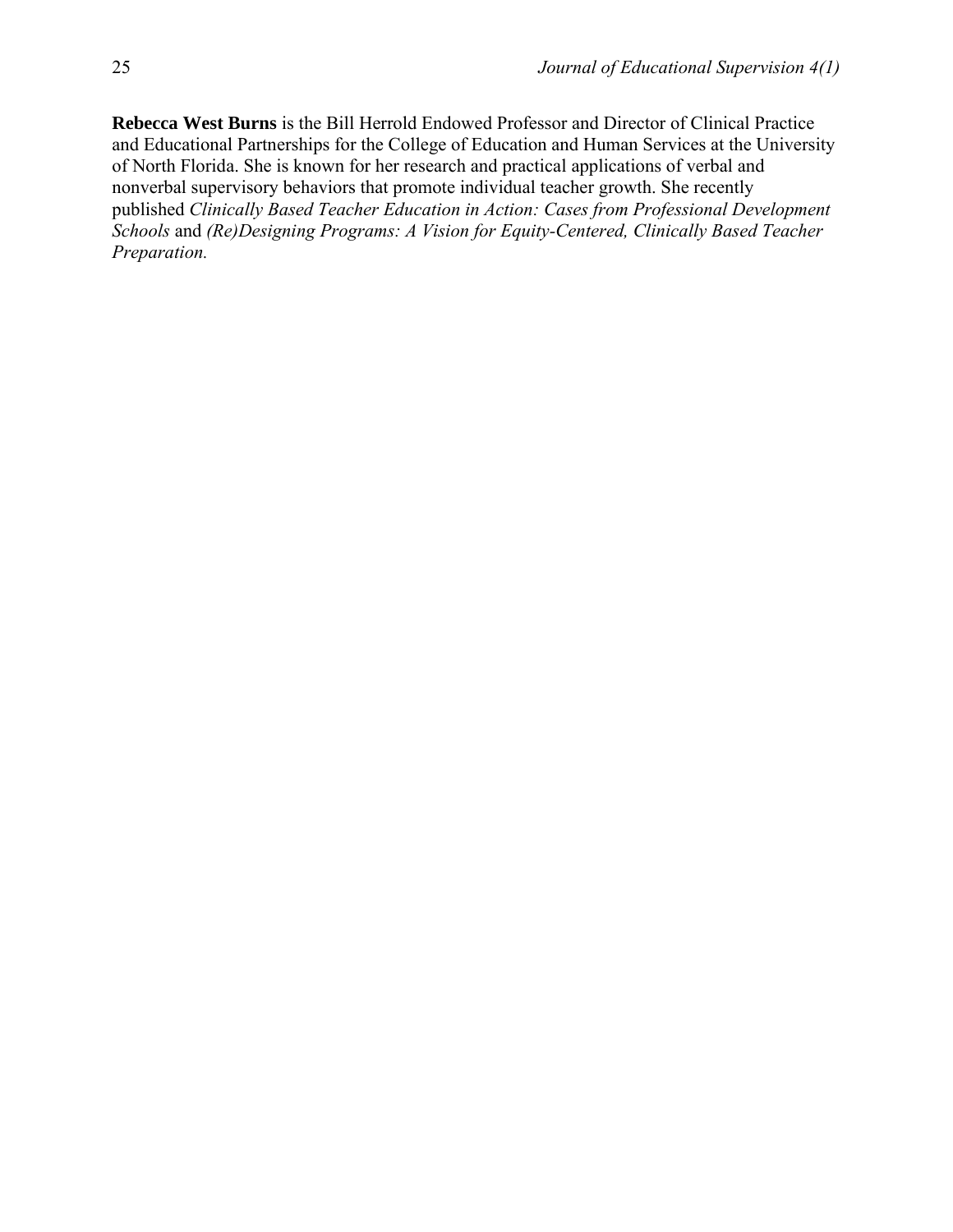**Rebecca West Burns** is the Bill Herrold Endowed Professor and Director of Clinical Practice and Educational Partnerships for the College of Education and Human Services at the University of North Florida. She is known for her research and practical applications of verbal and nonverbal supervisory behaviors that promote individual teacher growth. She recently published *Clinically Based Teacher Education in Action: Cases from Professional Development Schools* and *(Re)Designing Programs: A Vision for Equity-Centered, Clinically Based Teacher Preparation.*